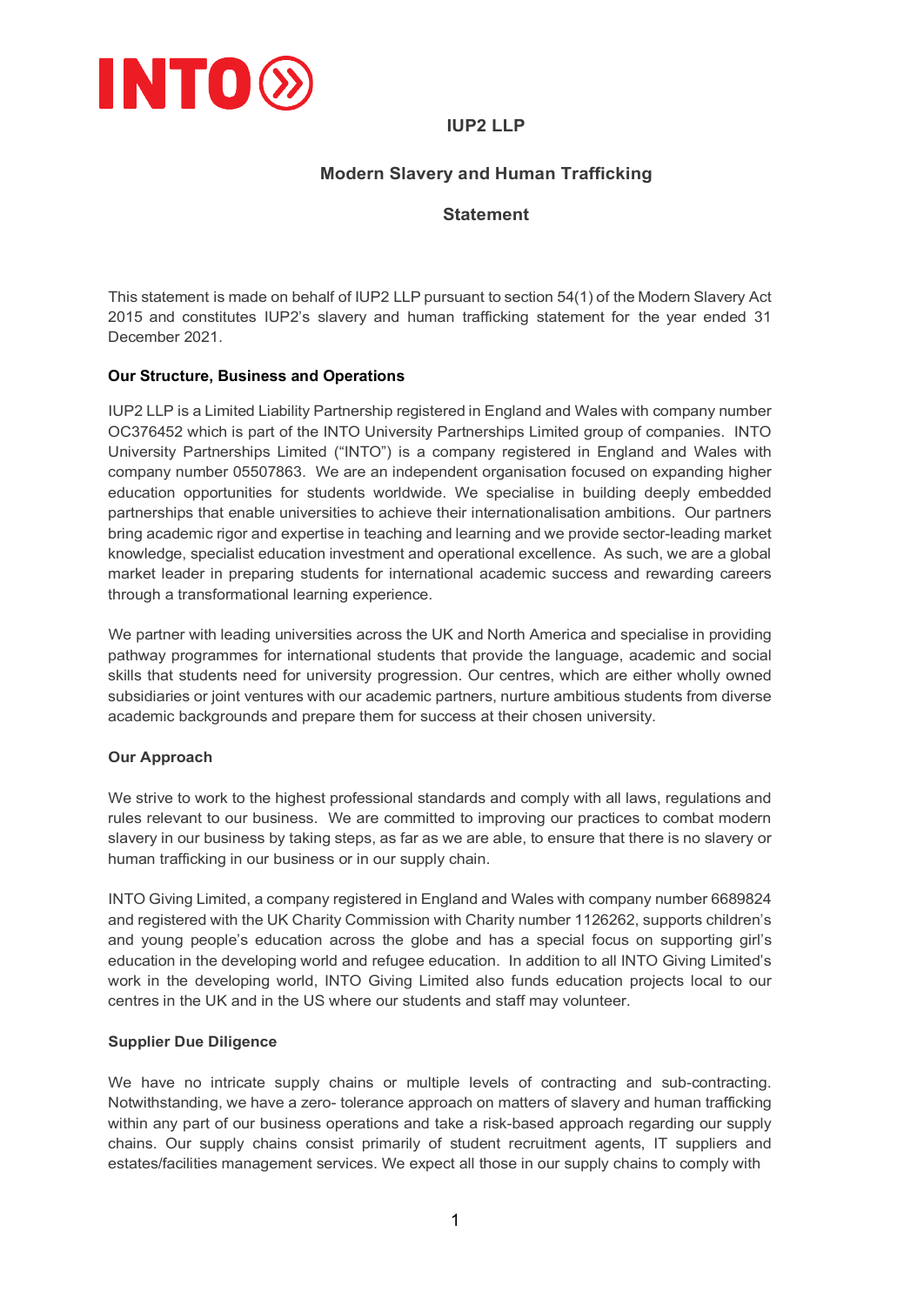# IUP2 LLP

## Modern Slavery and Human Trafficking

## Statement

This statement is made on behalf of IUP2 LLP pursuant to section 54(1) of the Modern Slavery Act 2015 and constitutes IUP2's slavery and human trafficking statement for the year ended 31 December 2021.

**Our Structure, Business and Operations**

IUP2 LLP is a Limited Liability Partnership registered in England and Wales with company number OC376452 which is part of the INTO University Partnerships Limited group of companies. INTO University Partnerships Limited ("INTO") is a company registered in England and Wales with company number 05507863. We are an independent organisation focused on expanding higher education opportunities for students worldwide. We specialise in building deeply embedded partnerships that enable universities to achieve their internationalisation ambitions. Our partners bring academic rigor and expertise in teaching and learning and we provide sector-leading market knowledge, specialist education investment and operational excellence. As such, we are a global market leader in preparing students for international academic success and rewarding careers through a transformational learning experience.

We partner with leading universities across the UK and North America and specialise in providing pathway programmes for international students that provide the language, academic and social skills that students need for university progression. Our centres, which are either wholly owned subsidiaries or joint ventures with our academic partners, nurture ambitious students from diverse academic backgrounds and prepare them for success at their chosen university.

**Our Approach**

We strive to work to the highest professional standards and comply with all laws, regulations and rules relevant to our business. We are committed to improving our practices to combat modern slavery in our business by taking steps, as far as we are able, to ensure that there is no slavery or human trafficking in our business or in our supply chain.

INTO Giving Limited, a company registered in England and Wales with company number 6689824 and registered with the UK Charity Commission with Charity number 1126262, supports children's and young people's education across the globe and has a special focus on supporting girl's education in the developing world and refugee education. In addition to all INTO Giving Limited's work in the developing world, INTO Giving Limited also funds education projects local to our centres in the UK and in the US where our students and staff may volunteer.

**Supplier Due Diligence**

We have no intricate supply chains or multiple levels of contracting and sub-contracting. Notwithstanding, we have a zero- tolerance approach on matters of slavery and human trafficking within any part of our business operations and take a risk-based approach regarding our supply chains. Our supply chains consist primarily of student recruitment agents, IT suppliers and estates/facilities management services. We expect all those in our supply chains to comply with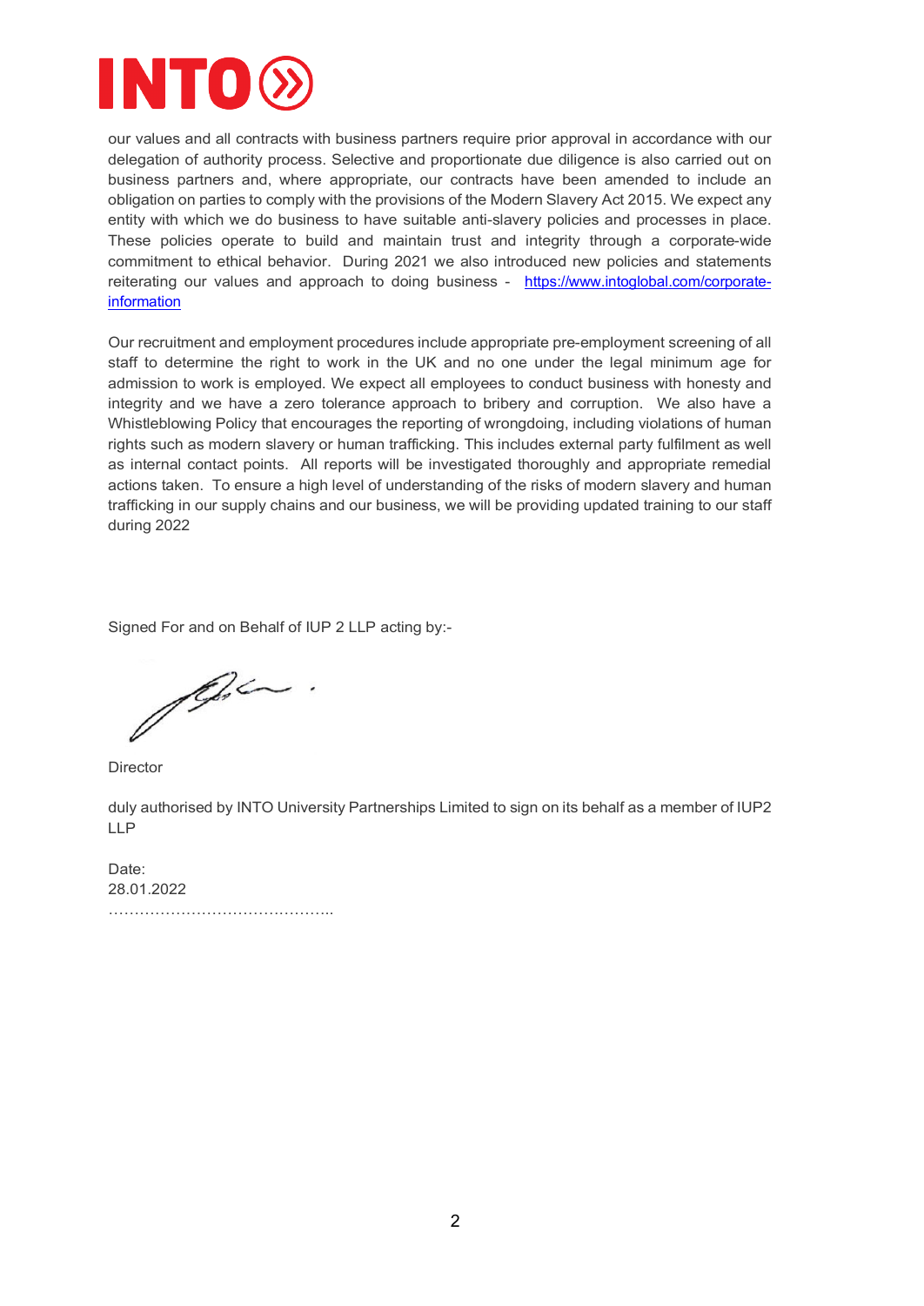our values and all contracts with business partners require prior approval in accordance with our delegation of authority process. Selective and proportionate due diligence is also carried out on business partners and, where appropriate, our contracts have been amended to include an obligation on parties to comply with the provisions of the Modern Slavery Act 2015. We expect any entity with which we do business to have suitable anti-slavery policies and processes in place. These policies operate to build and maintain trust and integrity through a corporate-wide commitment to ethical behavior. During 2021 we also introduced new policies and statements reiterating our values and approach to doing business - [https://www.intoglobal.com/corporate-information](https://www.intoglobal.com/corporate-information)

Our recruitment and employment procedures include appropriate pre-employment screening of all staff to determine the right to work in the UK and no one under the legal minimum age for admission to work is employed. We expect all employees to conduct business with honesty and integrity and we have a zero tolerance approach to bribery and corruption. We also have a Whistleblowing Policy that encourages the reporting of wrongdoing, including violations of human rights such as modern slavery or human trafficking. This includes external party fulfilment as well as internal contact points. All reports will be investigated thoroughly and appropriate remedial actions taken. To ensure a high level of understanding of the risks of modern slavery and human trafficking in our supply chains and our business, we will be providing updated training to our staff during 2022

Signed For and on Behalf of IUP 2 LLP acting by:-

Director

duly authorised by INTO University Partnerships Limited to sign on its behalf as a member of IUP2 LLP

Date:
28.01.2022
……………………………………..